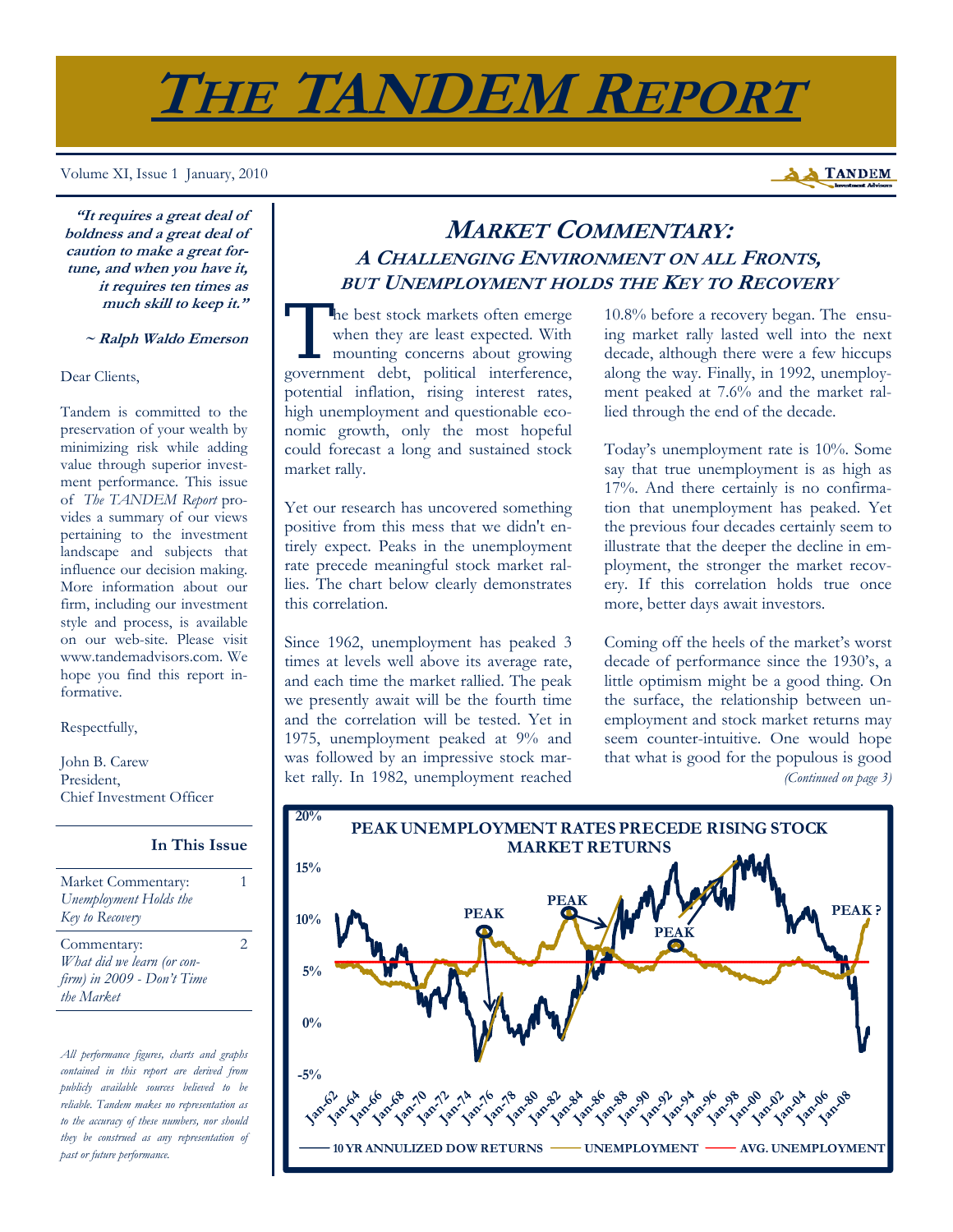# THE TANDEM REPORT

Volume XI, Issue 1 January, 2010

> **"It requires a great deal of boldness and a great deal of caution to make a great fortune, and when you have it, it requires ten times as much skill to keep it."**
>
> **~ Ralph Waldo Emerson**

Dear Clients,

Tandem is committed to the preservation of your wealth by minimizing risk while adding value through superior investment performance. This issue of *The TANDEM Report* provides a summary of our views pertaining to the investment landscape and subjects that influence our decision making. More information about our firm, including our investment style and process, is available on our web-site. Please visit www.tandemadvisors.com. We hope you find this report informative.

Respectfully,

John B. Carew
President,
Chief Investment Officer

**In This Issue**

| | |
|---|---|
| Market Commentary: *Unemployment Holds the Key to Recovery* | 1 |
| Commentary: *What did we learn (or confirm) in 2009 - Don't Time the Market* | 2 |

*All performance figures, charts and graphs contained in this report are derived from publicly available sources believed to be reliable. Tandem makes no representation as to the accuracy of these numbers, nor should they be construed as any representation of past or future performance.*

## MARKET COMMENTARY: A CHALLENGING ENVIRONMENT ON ALL FRONTS, BUT UNEMPLOYMENT HOLDS THE KEY TO RECOVERY

The best stock markets often emerge when they are least expected. With mounting concerns about growing government debt, political interference, potential inflation, rising interest rates, high unemployment and questionable economic growth, only the most hopeful could forecast a long and sustained stock market rally.

Yet our research has uncovered something positive from this mess that we didn't entirely expect. Peaks in the unemployment rate precede meaningful stock market rallies. The chart below clearly demonstrates this correlation.

Since 1962, unemployment has peaked 3 times at levels well above its average rate, and each time the market rallied. The peak we presently await will be the fourth time and the correlation will be tested. Yet in 1975, unemployment peaked at 9% and was followed by an impressive stock market rally. In 1982, unemployment reached 10.8% before a recovery began. The ensuing market rally lasted well into the next decade, although there were a few hiccups along the way. Finally, in 1992, unemployment peaked at 7.6% and the market rallied through the end of the decade.

Today's unemployment rate is 10%. Some say that true unemployment is as high as 17%. And there certainly is no confirmation that unemployment has peaked. Yet the previous four decades certainly seem to illustrate that the deeper the decline in employment, the stronger the market recovery. If this correlation holds true once more, better days await investors.

Coming off the heels of the market's worst decade of performance since the 1930's, a little optimism might be a good thing. On the surface, the relationship between unemployment and stock market returns may seem counter-intuitive. One would hope that what is good for the populous is good

*(Continued on page 3)*

**PEAK UNEMPLOYMENT RATES PRECEDE RISING STOCK MARKET RETURNS**

Y-axis: 20%, 15%, 10%, 5%, 0%, -5%. X-axis: Jan-62 through Jan-08 (every two years). Labels: PEAK, PEAK, PEAK, PEAK ?

Legend: 10 YR ANNULIZED DOW RETURNS — UNEMPLOYMENT — AVG. UNEMPLOYMENT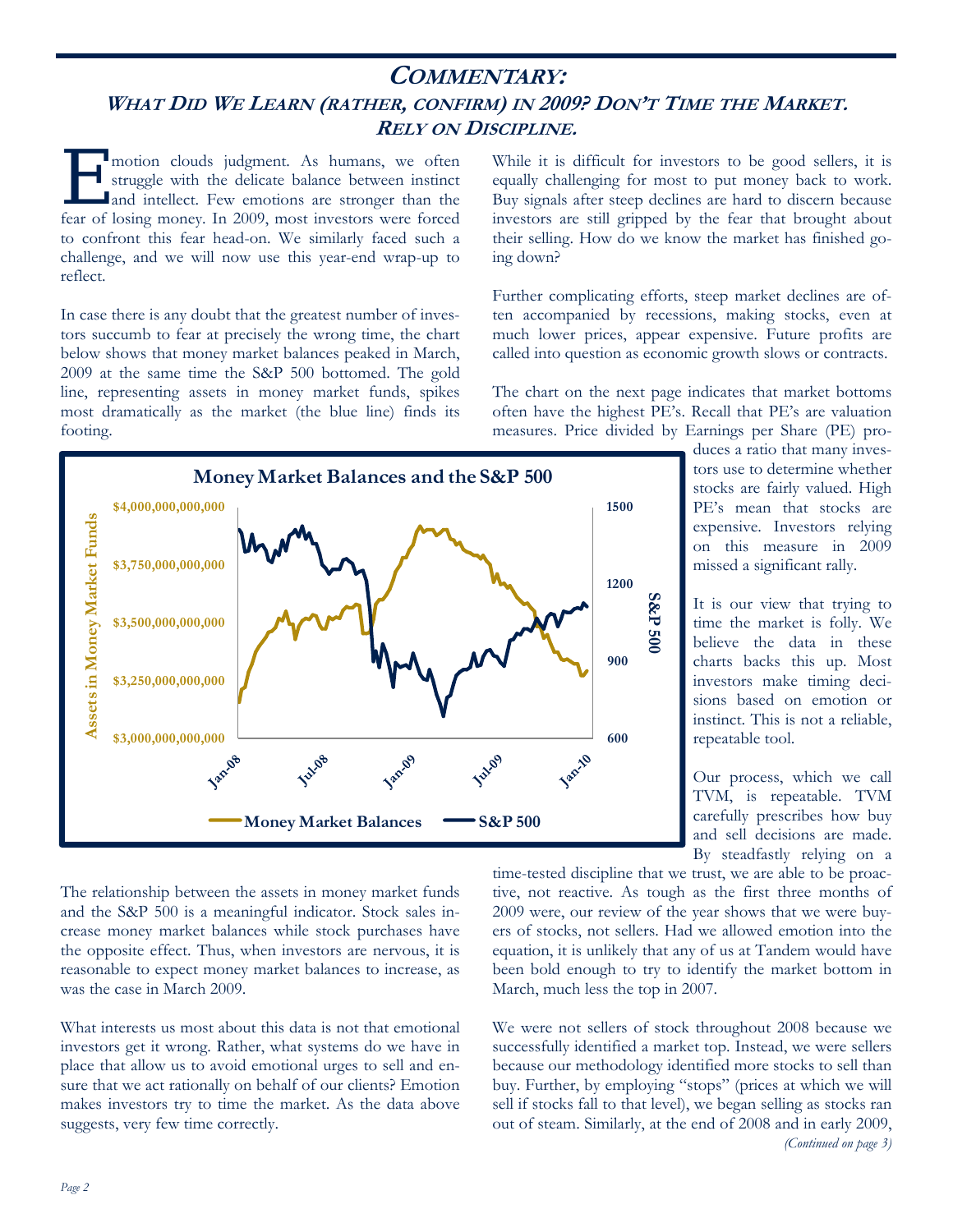# COMMENTARY:

## WHAT DID WE LEARN (RATHER, CONFIRM) IN 2009? DON'T TIME THE MARKET. RELY ON DISCIPLINE.

Emotion clouds judgment. As humans, we often struggle with the delicate balance between instinct and intellect. Few emotions are stronger than the fear of losing money. In 2009, most investors were forced to confront this fear head-on. We similarly faced such a challenge, and we will now use this year-end wrap-up to reflect.

In case there is any doubt that the greatest number of investors succumb to fear at precisely the wrong time, the chart below shows that money market balances peaked in March, 2009 at the same time the S&P 500 bottomed. The gold line, representing assets in money market funds, spikes most dramatically as the market (the blue line) finds its footing.

**Money Market Balances and the S&P 500**

The relationship between the assets in money market funds and the S&P 500 is a meaningful indicator. Stock sales increase money market balances while stock purchases have the opposite effect. Thus, when investors are nervous, it is reasonable to expect money market balances to increase, as was the case in March 2009.

What interests us most about this data is not that emotional investors get it wrong. Rather, what systems do we have in place that allow us to avoid emotional urges to sell and ensure that we act rationally on behalf of our clients? Emotion makes investors try to time the market. As the data above suggests, very few time correctly.

While it is difficult for investors to be good sellers, it is equally challenging for most to put money back to work. Buy signals after steep declines are hard to discern because investors are still gripped by the fear that brought about their selling. How do we know the market has finished going down?

Further complicating efforts, steep market declines are often accompanied by recessions, making stocks, even at much lower prices, appear expensive. Future profits are called into question as economic growth slows or contracts.

The chart on the next page indicates that market bottoms often have the highest PE's. Recall that PE's are valuation measures. Price divided by Earnings per Share (PE) produces a ratio that many investors use to determine whether stocks are fairly valued. High PE's mean that stocks are expensive. Investors relying on this measure in 2009 missed a significant rally.

It is our view that trying to time the market is folly. We believe the data in these charts backs this up. Most investors make timing decisions based on emotion or instinct. This is not a reliable, repeatable tool.

Our process, which we call TVM, is repeatable. TVM carefully prescribes how buy and sell decisions are made. By steadfastly relying on a time-tested discipline that we trust, we are able to be proactive, not reactive. As tough as the first three months of 2009 were, our review of the year shows that we were buyers of stocks, not sellers. Had we allowed emotion into the equation, it is unlikely that any of us at Tandem would have been bold enough to try to identify the market bottom in March, much less the top in 2007.

We were not sellers of stock throughout 2008 because we successfully identified a market top. Instead, we were sellers because our methodology identified more stocks to sell than buy. Further, by employing "stops" (prices at which we will sell if stocks fall to that level), we began selling as stocks ran out of steam. Similarly, at the end of 2008 and in early 2009,

*(Continued on page 3)*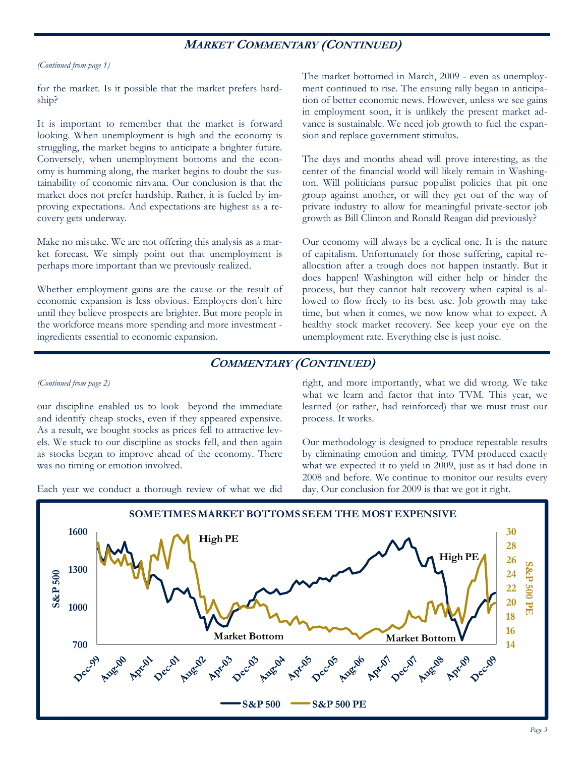## Market Commentary (Continued)

*(Continued from page 1)*

for the market. Is it possible that the market prefers hardship?

It is important to remember that the market is forward looking. When unemployment is high and the economy is struggling, the market begins to anticipate a brighter future. Conversely, when unemployment bottoms and the economy is humming along, the market begins to doubt the sustainability of economic nirvana. Our conclusion is that the market does not prefer hardship. Rather, it is fueled by improving expectations. And expectations are highest as a recovery gets underway.

Make no mistake. We are not offering this analysis as a market forecast. We simply point out that unemployment is perhaps more important than we previously realized.

Whether employment gains are the cause or the result of economic expansion is less obvious. Employers don't hire until they believe prospects are brighter. But more people in the workforce means more spending and more investment - ingredients essential to economic expansion.

The market bottomed in March, 2009 - even as unemployment continued to rise. The ensuing rally began in anticipation of better economic news. However, unless we see gains in employment soon, it is unlikely the present market advance is sustainable. We need job growth to fuel the expansion and replace government stimulus.

The days and months ahead will prove interesting, as the center of the financial world will likely remain in Washington. Will politicians pursue populist policies that pit one group against another, or will they get out of the way of private industry to allow for meaningful private-sector job growth as Bill Clinton and Ronald Reagan did previously?

Our economy will always be a cyclical one. It is the nature of capitalism. Unfortunately for those suffering, capital reallocation after a trough does not happen instantly. But it does happen! Washington will either help or hinder the process, but they cannot halt recovery when capital is allowed to flow freely to its best use. Job growth may take time, but when it comes, we now know what to expect. A healthy stock market recovery. See keep your eye on the unemployment rate. Everything else is just noise.

## Commentary (Continued)

*(Continued from page 2)*

our discipline enabled us to look beyond the immediate and identify cheap stocks, even if they appeared expensive. As a result, we bought stocks as prices fell to attractive levels. We stuck to our discipline as stocks fell, and then again as stocks began to improve ahead of the economy. There was no timing or emotion involved.

Each year we conduct a thorough review of what we did right, and more importantly, what we did wrong. We take what we learn and factor that into TVM. This year, we learned (or rather, had reinforced) that we must trust our process. It works.

Our methodology is designed to produce repeatable results by eliminating emotion and timing. TVM produced exactly what we expected it to yield in 2009, just as it had done in 2008 and before. We continue to monitor our results every day. Our conclusion for 2009 is that we got it right.

**SOMETIMES MARKET BOTTOMS SEEM THE MOST EXPENSIVE**

[Chart: S&P 500 (left axis, 700–1600) and S&P 500 PE (right axis, 14–30), Dec-99 to Dec-09. Annotations: "High PE" (around Dec-01), "Market Bottom" (around Apr-03), "High PE" (around Apr-09), "Market Bottom" (around Apr-09). Legend: S&P 500, S&P 500 PE.]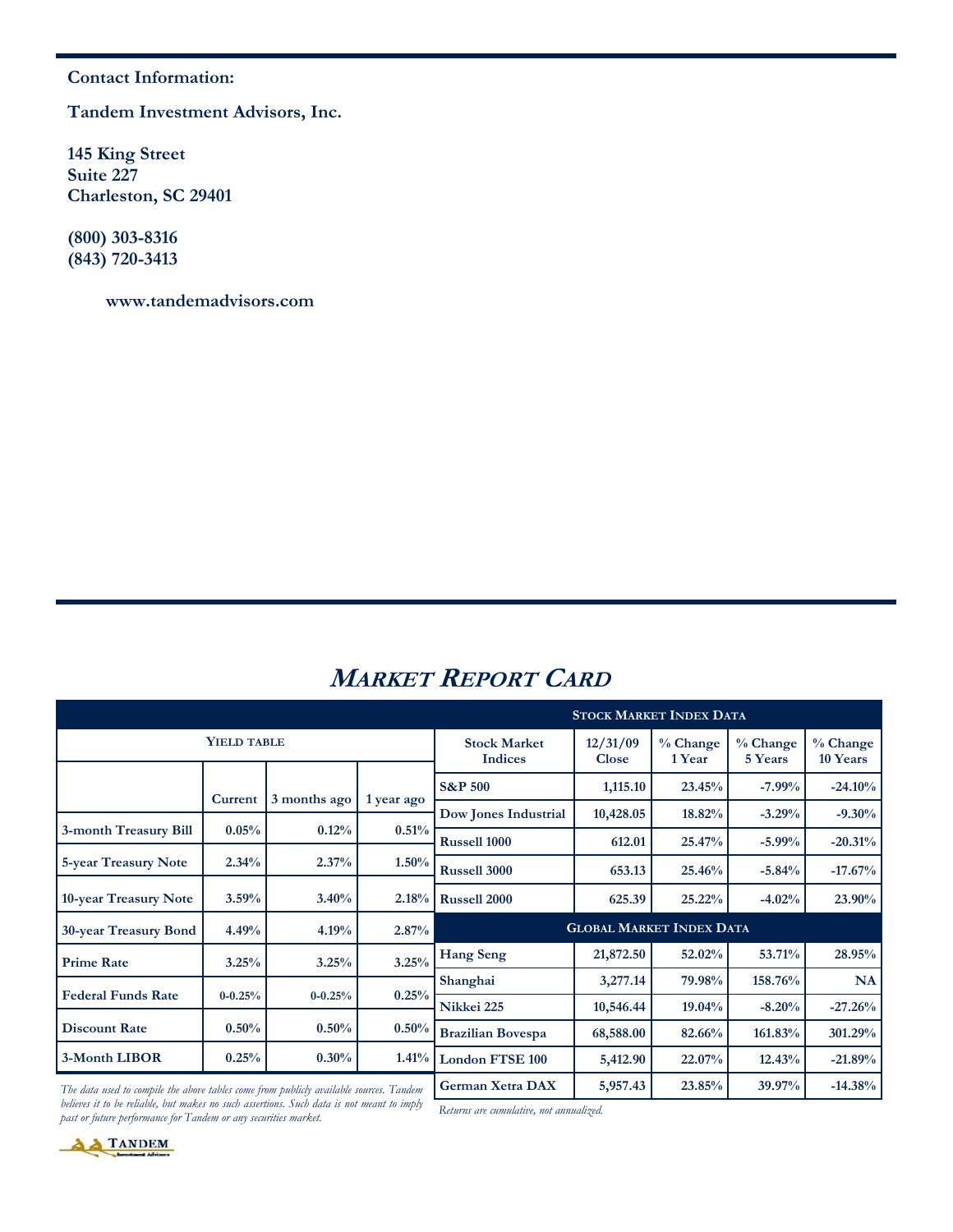**Contact Information:**

**Tandem Investment Advisors, Inc.**

**145 King Street**
**Suite 227**
**Charleston, SC 29401**

**(800) 303-8316**
**(843) 720-3413**

**www.tandemadvisors.com**

# *Market Report Card*

**Yield Table**

| | Current | 3 months ago | 1 year ago |
|---|---|---|---|
| **3-month Treasury Bill** | 0.05% | 0.12% | 0.51% |
| **5-year Treasury Note** | 2.34% | 2.37% | 1.50% |
| **10-year Treasury Note** | 3.59% | 3.40% | 2.18% |
| **30-year Treasury Bond** | 4.49% | 4.19% | 2.87% |
| **Prime Rate** | 3.25% | 3.25% | 3.25% |
| **Federal Funds Rate** | 0-0.25% | 0-0.25% | 0.25% |
| **Discount Rate** | 0.50% | 0.50% | 0.50% |
| **3-Month LIBOR** | 0.25% | 0.30% | 1.41% |

*The data used to compile the above tables come from publicly available sources. Tandem believes it to be reliable, but makes no such assertions. Such data is not meant to imply past or future performance for Tandem or any securities market.*

**Stock Market Index Data**

| Stock Market Indices | 12/31/09 Close | % Change 1 Year | % Change 5 Years | % Change 10 Years |
|---|---|---|---|---|
| **S&P 500** | 1,115.10 | 23.45% | -7.99% | -24.10% |
| **Dow Jones Industrial** | 10,428.05 | 18.82% | -3.29% | -9.30% |
| **Russell 1000** | 612.01 | 25.47% | -5.99% | -20.31% |
| **Russell 3000** | 653.13 | 25.46% | -5.84% | -17.67% |
| **Russell 2000** | 625.39 | 25.22% | -4.02% | 23.90% |
| **Global Market Index Data** | | | | |
| **Hang Seng** | 21,872.50 | 52.02% | 53.71% | 28.95% |
| **Shanghai** | 3,277.14 | 79.98% | 158.76% | NA |
| **Nikkei 225** | 10,546.44 | 19.04% | -8.20% | -27.26% |
| **Brazilian Bovespa** | 68,588.00 | 82.66% | 161.83% | 301.29% |
| **London FTSE 100** | 5,412.90 | 22.07% | 12.43% | -21.89% |
| **German Xetra DAX** | 5,957.43 | 23.85% | 39.97% | -14.38% |

*Returns are cumulative, not annualized.*

Tandem
Investment Advisors